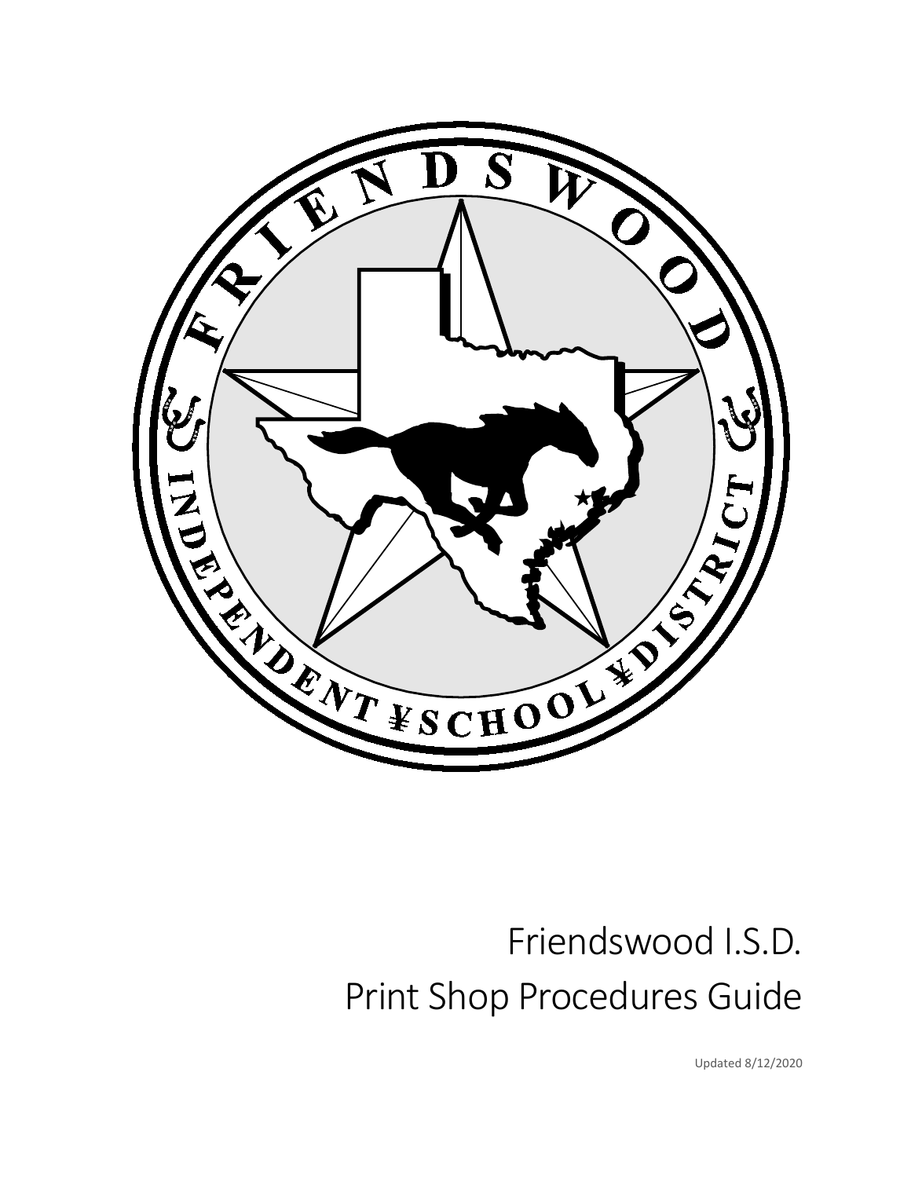# Friendswood I.S.D.
# Print Shop Procedures Guide

Updated 8/12/2020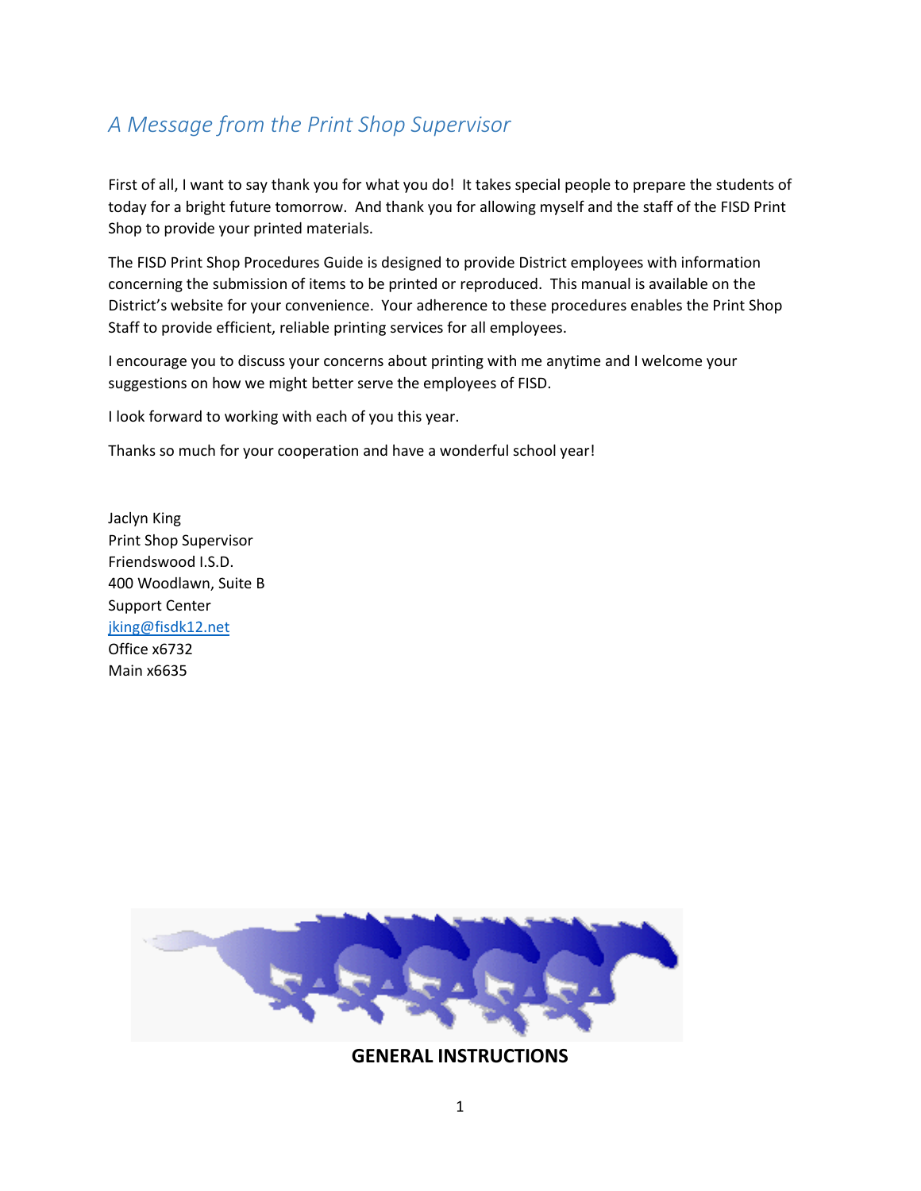## A Message from the Print Shop Supervisor

First of all, I want to say thank you for what you do! It takes special people to prepare the students of today for a bright future tomorrow. And thank you for allowing myself and the staff of the FISD Print Shop to provide your printed materials.

The FISD Print Shop Procedures Guide is designed to provide District employees with information concerning the submission of items to be printed or reproduced. This manual is available on the District's website for your convenience. Your adherence to these procedures enables the Print Shop Staff to provide efficient, reliable printing services for all employees.

I encourage you to discuss your concerns about printing with me anytime and I welcome your suggestions on how we might better serve the employees of FISD.

I look forward to working with each of you this year.

Thanks so much for your cooperation and have a wonderful school year!

Jaclyn King  
Print Shop Supervisor  
Friendswood I.S.D.  
400 Woodlawn, Suite B  
Support Center  
jking@fisdk12.net  
Office x6732  
Main x6635

## GENERAL INSTRUCTIONS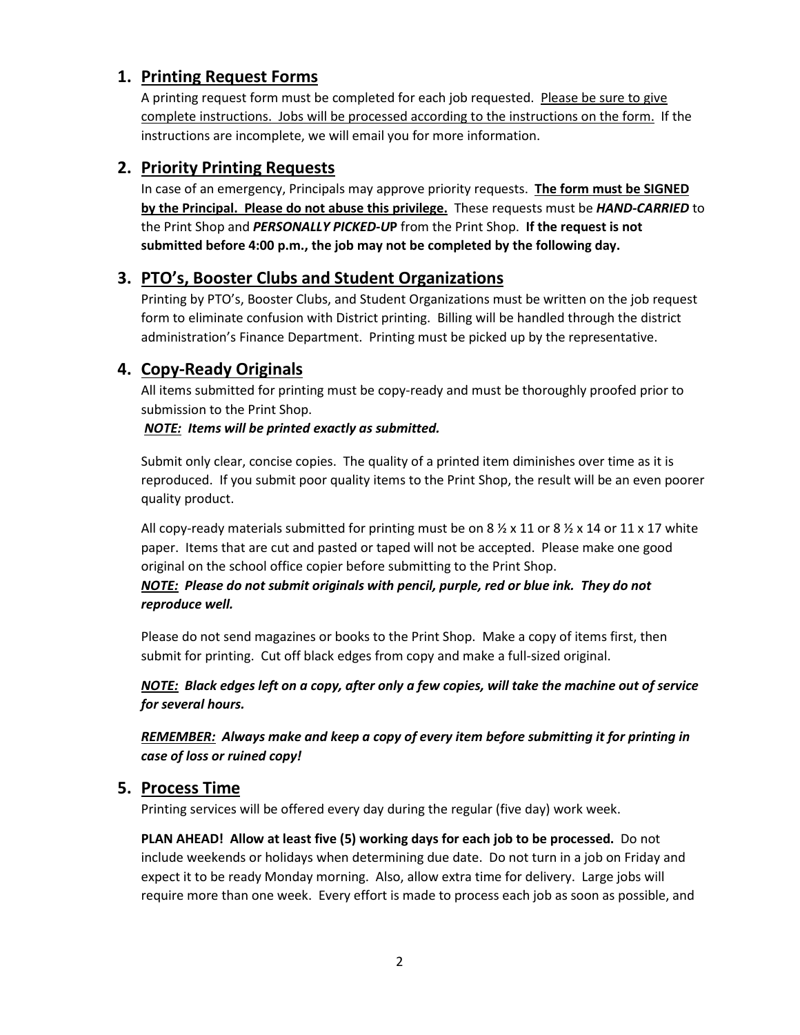## 1. <u>Printing Request Forms</u>

A printing request form must be completed for each job requested. <u>Please be sure to give complete instructions. Jobs will be processed according to the instructions on the form.</u> If the instructions are incomplete, we will email you for more information.

## 2. <u>Priority Printing Requests</u>

In case of an emergency, Principals may approve priority requests. **<u>The form must be SIGNED by the Principal. Please do not abuse this privilege.</u>** These requests must be ***HAND-CARRIED*** to the Print Shop and ***PERSONALLY PICKED-UP*** from the Print Shop. **If the request is not submitted before 4:00 p.m., the job may not be completed by the following day.**

## 3. <u>PTO's, Booster Clubs and Student Organizations</u>

Printing by PTO's, Booster Clubs, and Student Organizations must be written on the job request form to eliminate confusion with District printing. Billing will be handled through the district administration's Finance Department. Printing must be picked up by the representative.

## 4. <u>Copy-Ready Originals</u>

All items submitted for printing must be copy-ready and must be thoroughly proofed prior to submission to the Print Shop.

***<u>NOTE:</u> Items will be printed exactly as submitted.***

Submit only clear, concise copies. The quality of a printed item diminishes over time as it is reproduced. If you submit poor quality items to the Print Shop, the result will be an even poorer quality product.

All copy-ready materials submitted for printing must be on 8 ½ x 11 or 8 ½ x 14 or 11 x 17 white paper. Items that are cut and pasted or taped will not be accepted. Please make one good original on the school office copier before submitting to the Print Shop.

***<u>NOTE:</u> Please do not submit originals with pencil, purple, red or blue ink. They do not reproduce well.***

Please do not send magazines or books to the Print Shop. Make a copy of items first, then submit for printing. Cut off black edges from copy and make a full-sized original.

***<u>NOTE:</u> Black edges left on a copy, after only a few copies, will take the machine out of service for several hours.***

***<u>REMEMBER:</u> Always make and keep a copy of every item before submitting it for printing in case of loss or ruined copy!***

## 5. <u>Process Time</u>

Printing services will be offered every day during the regular (five day) work week.

**PLAN AHEAD! Allow at least five (5) working days for each job to be processed.** Do not include weekends or holidays when determining due date. Do not turn in a job on Friday and expect it to be ready Monday morning. Also, allow extra time for delivery. Large jobs will require more than one week. Every effort is made to process each job as soon as possible, and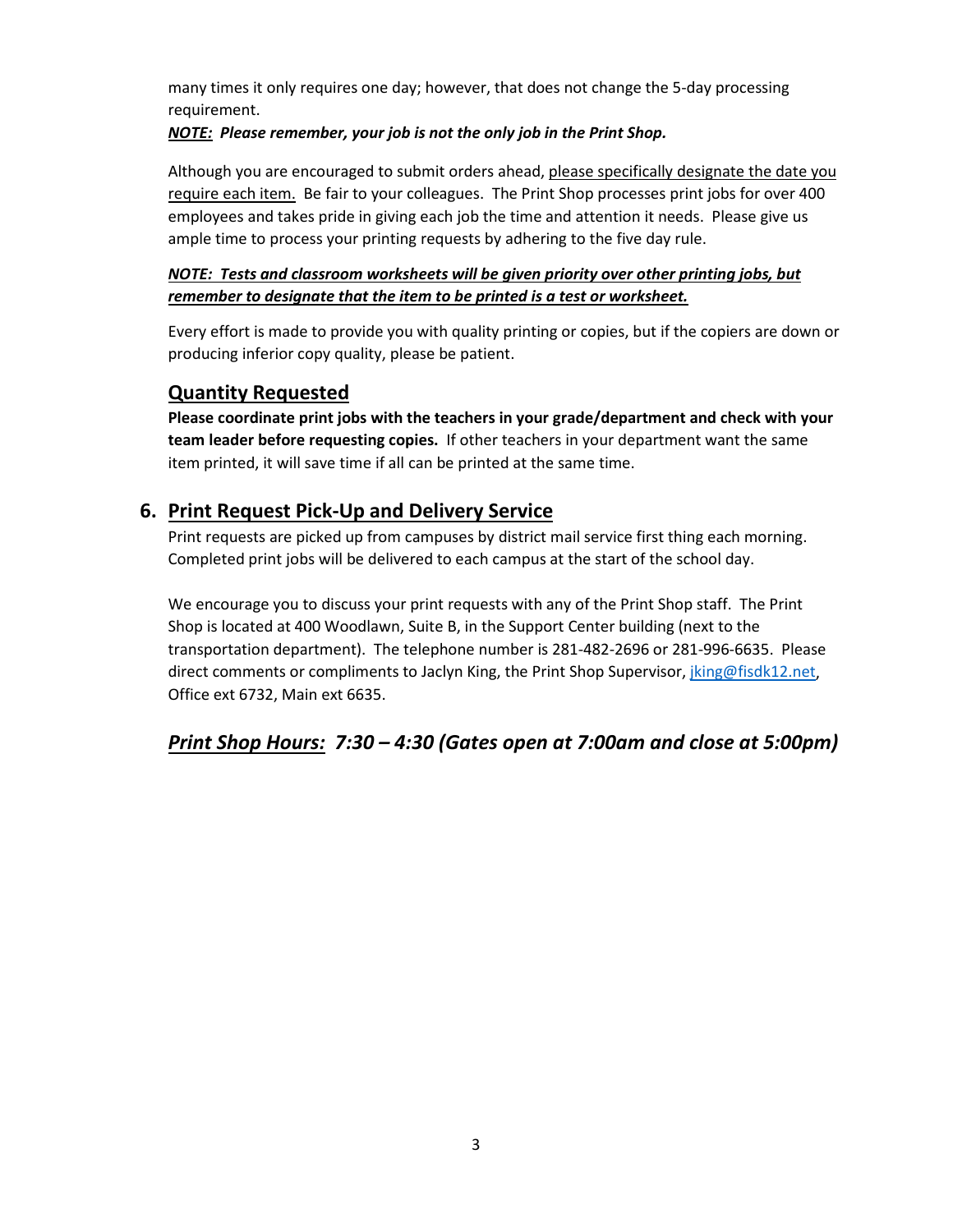many times it only requires one day; however, that does not change the 5-day processing requirement.

***NOTE:* Please remember, your job is not the only job in the Print Shop.**

Although you are encouraged to submit orders ahead, please specifically designate the date you require each item. Be fair to your colleagues. The Print Shop processes print jobs for over 400 employees and takes pride in giving each job the time and attention it needs. Please give us ample time to process your printing requests by adhering to the five day rule.

***NOTE: Tests and classroom worksheets will be given priority over other printing jobs, but remember to designate that the item to be printed is a test or worksheet.***

Every effort is made to provide you with quality printing or copies, but if the copiers are down or producing inferior copy quality, please be patient.

## Quantity Requested

**Please coordinate print jobs with the teachers in your grade/department and check with your team leader before requesting copies.** If other teachers in your department want the same item printed, it will save time if all can be printed at the same time.

## 6. Print Request Pick-Up and Delivery Service

Print requests are picked up from campuses by district mail service first thing each morning. Completed print jobs will be delivered to each campus at the start of the school day.

We encourage you to discuss your print requests with any of the Print Shop staff. The Print Shop is located at 400 Woodlawn, Suite B, in the Support Center building (next to the transportation department). The telephone number is 281-482-2696 or 281-996-6635. Please direct comments or compliments to Jaclyn King, the Print Shop Supervisor, jking@fisdk12.net, Office ext 6732, Main ext 6635.

## *Print Shop Hours:* *7:30 – 4:30 (Gates open at 7:00am and close at 5:00pm)*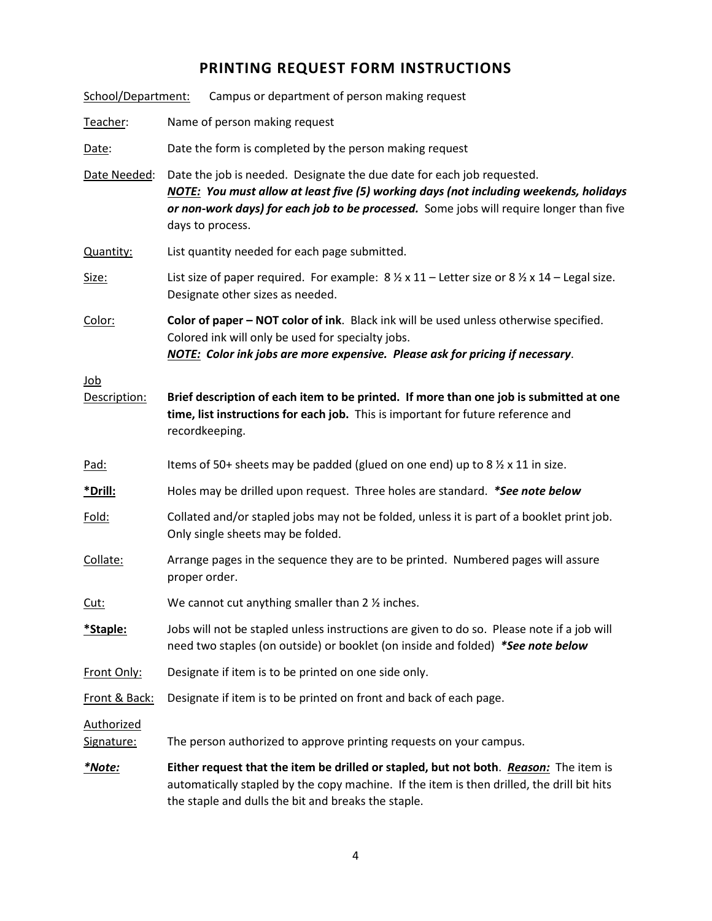# PRINTING REQUEST FORM INSTRUCTIONS

<u>School/Department:</u> Campus or department of person making request

<u>Teacher</u>: Name of person making request

<u>Date</u>: Date the form is completed by the person making request

<u>Date Needed</u>: Date the job is needed. Designate the due date for each job requested. ***<u>NOTE:</u> You must allow at least five (5) working days (not including weekends, holidays or non-work days) for each job to be processed.*** Some jobs will require longer than five days to process.

<u>Quantity:</u> List quantity needed for each page submitted.

<u>Size:</u> List size of paper required. For example: 8 ½ x 11 – Letter size or 8 ½ x 14 – Legal size. Designate other sizes as needed.

<u>Color:</u> **Color of paper – NOT color of ink**. Black ink will be used unless otherwise specified. Colored ink will only be used for specialty jobs.
***<u>NOTE:</u> Color ink jobs are more expensive. Please ask for pricing if necessary***.

<u>Job Description:</u> **Brief description of each item to be printed. If more than one job is submitted at one time, list instructions for each job.** This is important for future reference and recordkeeping.

<u>Pad:</u> Items of 50+ sheets may be padded (glued on one end) up to 8 ½ x 11 in size.

**<u>*Drill:</u>** Holes may be drilled upon request. Three holes are standard. ***\*See note below***

<u>Fold:</u> Collated and/or stapled jobs may not be folded, unless it is part of a booklet print job. Only single sheets may be folded.

<u>Collate:</u> Arrange pages in the sequence they are to be printed. Numbered pages will assure proper order.

<u>Cut:</u> We cannot cut anything smaller than 2 ½ inches.

**<u>*Staple:</u>** Jobs will not be stapled unless instructions are given to do so. Please note if a job will need two staples (on outside) or booklet (on inside and folded) ***\*See note below***

<u>Front Only:</u> Designate if item is to be printed on one side only.

<u>Front & Back:</u> Designate if item is to be printed on front and back of each page.

<u>Authorized Signature:</u> The person authorized to approve printing requests on your campus.

***<u>*Note:</u>*** **Either request that the item be drilled or stapled, but not both**. ***<u>Reason:</u>*** The item is automatically stapled by the copy machine. If the item is then drilled, the drill bit hits the staple and dulls the bit and breaks the staple.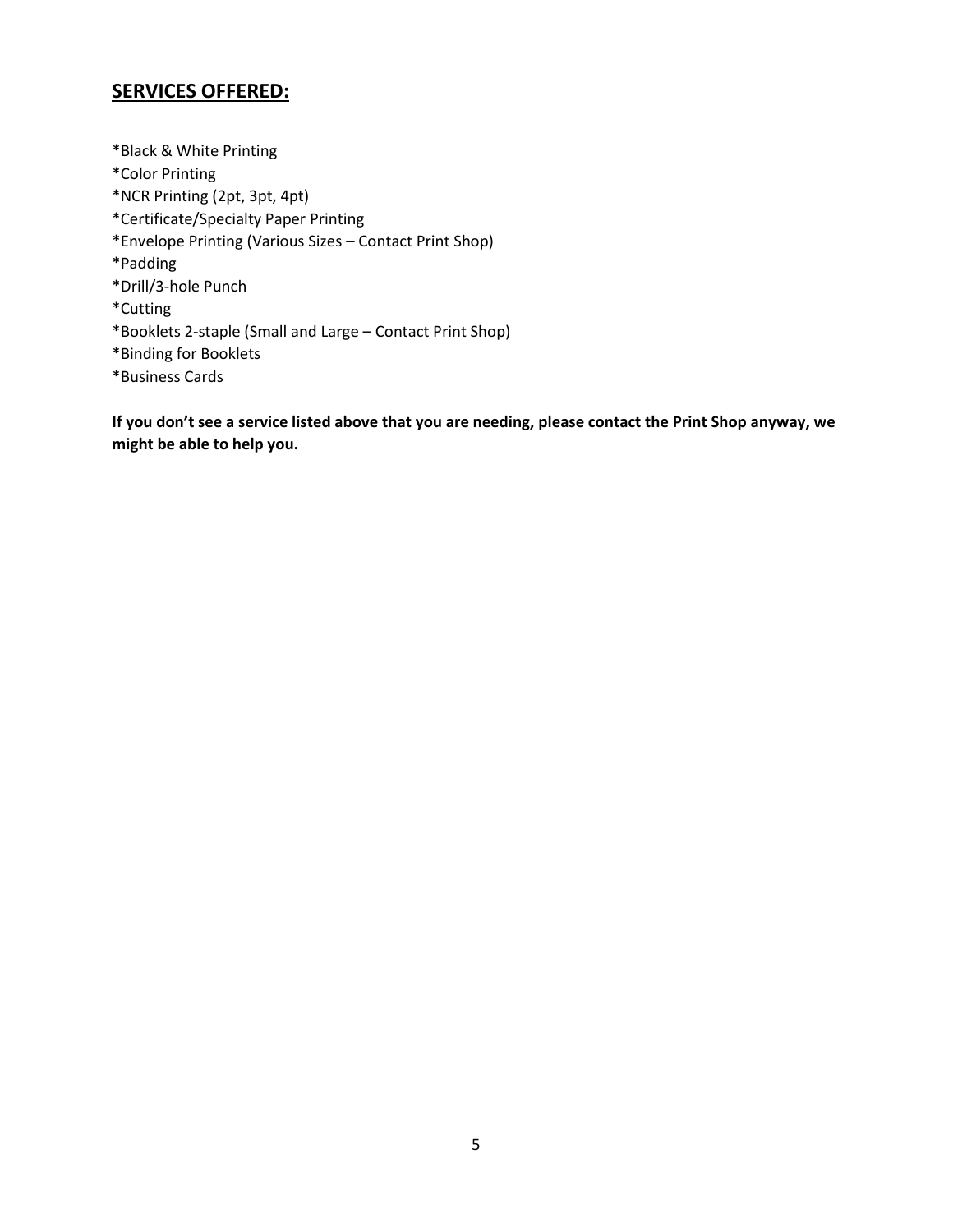## SERVICES OFFERED:

*Black & White Printing
*Color Printing
*NCR Printing (2pt, 3pt, 4pt)
*Certificate/Specialty Paper Printing
*Envelope Printing (Various Sizes – Contact Print Shop)
*Padding
*Drill/3-hole Punch
*Cutting
*Booklets 2-staple (Small and Large – Contact Print Shop)
*Binding for Booklets
*Business Cards

**If you don't see a service listed above that you are needing, please contact the Print Shop anyway, we might be able to help you.**